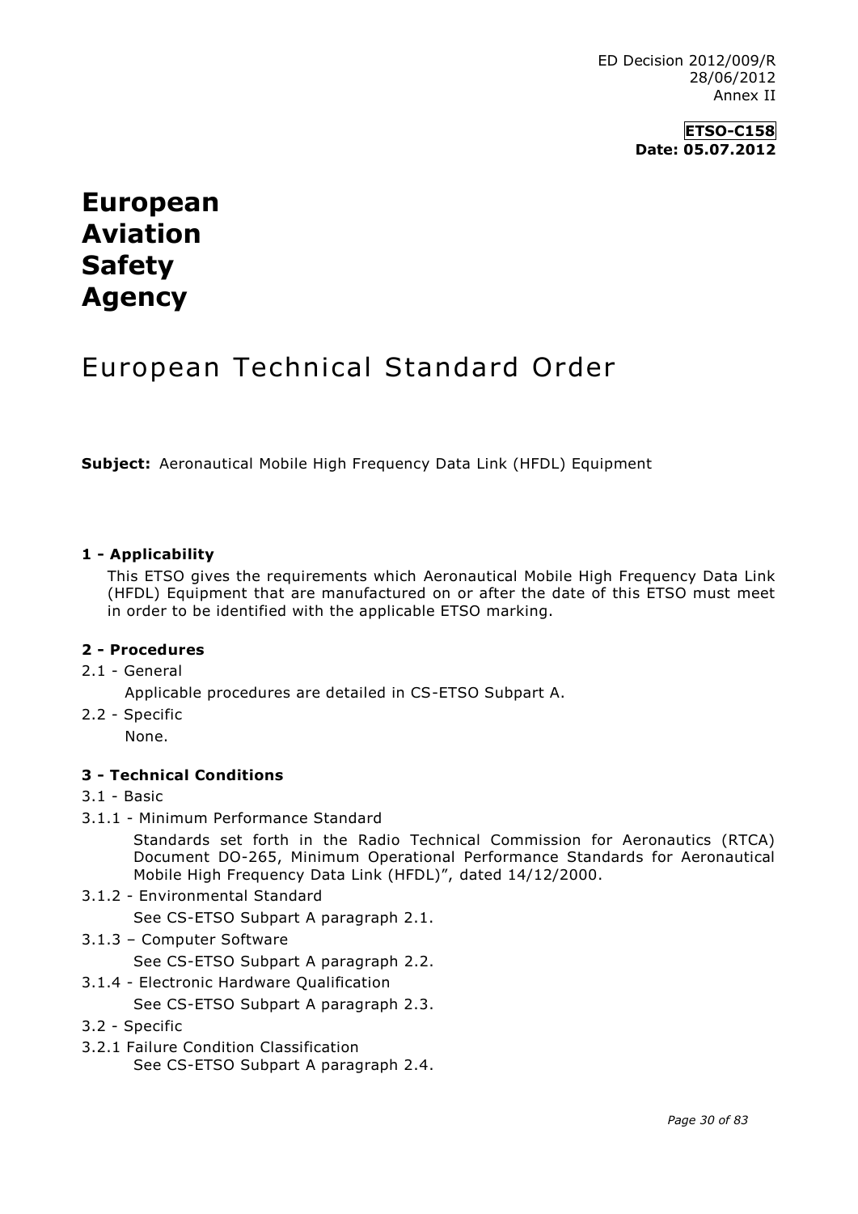ED Decision 2012/009/R
28/06/2012
Annex II

**ETSO-C158**
**Date: 05.07.2012**

# European Aviation Safety Agency

# European Technical Standard Order

**Subject:** Aeronautical Mobile High Frequency Data Link (HFDL) Equipment

## 1 - Applicability

This ETSO gives the requirements which Aeronautical Mobile High Frequency Data Link (HFDL) Equipment that are manufactured on or after the date of this ETSO must meet in order to be identified with the applicable ETSO marking.

## 2 - Procedures

2.1 - General

Applicable procedures are detailed in CS-ETSO Subpart A.

2.2 - Specific

None.

## 3 - Technical Conditions

3.1 - Basic

3.1.1 - Minimum Performance Standard

Standards set forth in the Radio Technical Commission for Aeronautics (RTCA) Document DO-265, Minimum Operational Performance Standards for Aeronautical Mobile High Frequency Data Link (HFDL)", dated 14/12/2000.

3.1.2 - Environmental Standard

See CS-ETSO Subpart A paragraph 2.1.

3.1.3 – Computer Software

See CS-ETSO Subpart A paragraph 2.2.

3.1.4 - Electronic Hardware Qualification

See CS-ETSO Subpart A paragraph 2.3.

3.2 - Specific

3.2.1 Failure Condition Classification

See CS-ETSO Subpart A paragraph 2.4.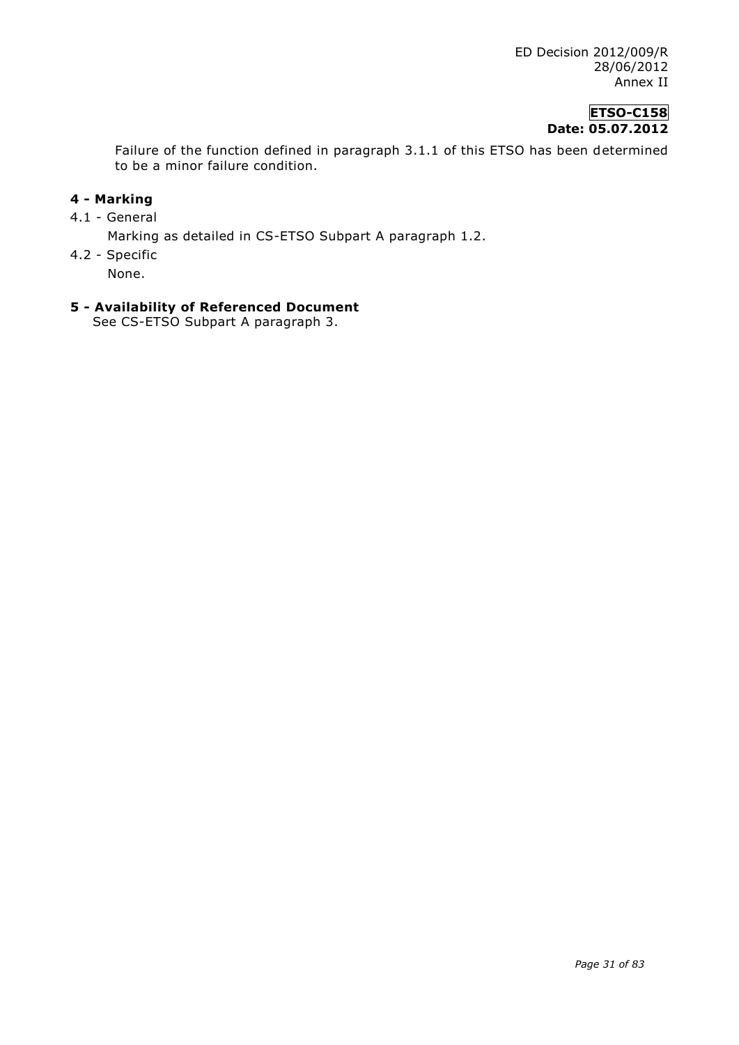Failure of the function defined in paragraph 3.1.1 of this ETSO has been determined to be a minor failure condition.

## 4 - Marking

4.1 - General

Marking as detailed in CS-ETSO Subpart A paragraph 1.2.

4.2 - Specific

None.

## 5 - Availability of Referenced Document

See CS-ETSO Subpart A paragraph 3.